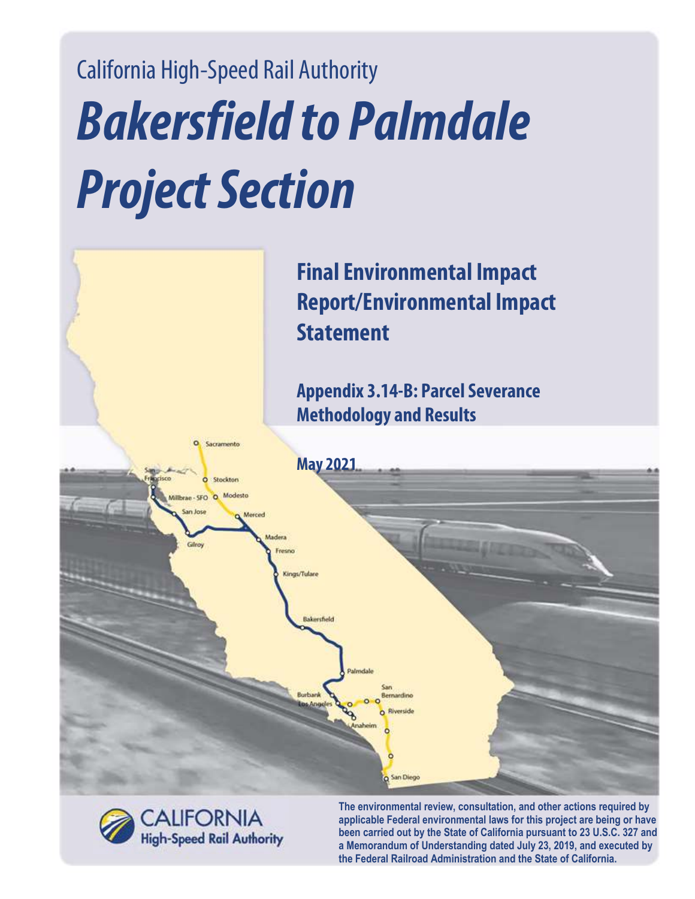California High-Speed Rail Authority

# *Bakersfield to Palmdale Project Section*

## Final Environmental Impact Report/Environmental Impact Statement

### Appendix 3.14-B: Parcel Severance Methodology and Results

**May 2021**

**The environmental review, consultation, and other actions required by applicable Federal environmental laws for this project are being or have been carried out by the State of California pursuant to 23 U.S.C. 327 and a Memorandum of Understanding dated July 23, 2019, and executed by the Federal Railroad Administration and the State of California.**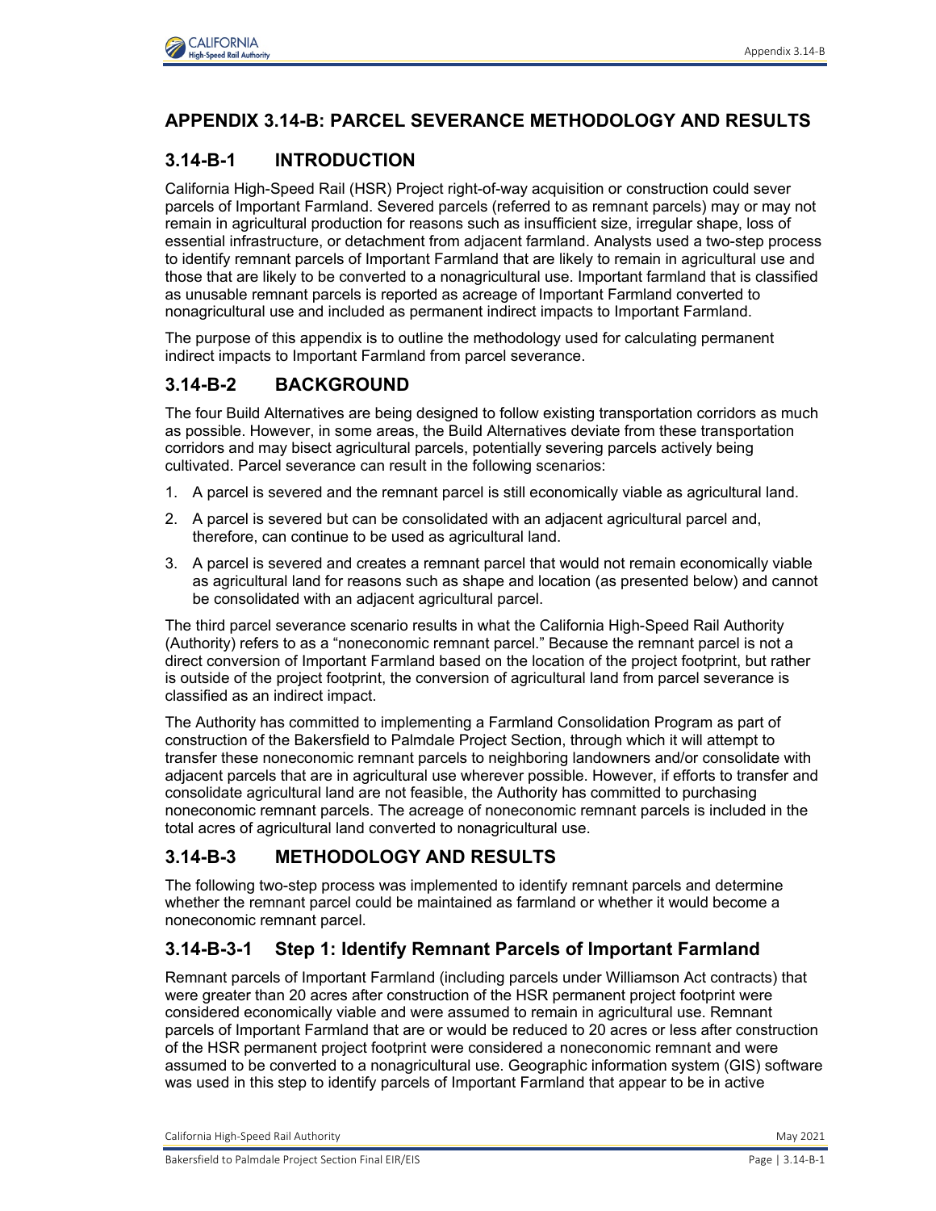# APPENDIX 3.14-B: PARCEL SEVERANCE METHODOLOGY AND RESULTS

## 3.14-B-1 INTRODUCTION

California High-Speed Rail (HSR) Project right-of-way acquisition or construction could sever parcels of Important Farmland. Severed parcels (referred to as remnant parcels) may or may not remain in agricultural production for reasons such as insufficient size, irregular shape, loss of essential infrastructure, or detachment from adjacent farmland. Analysts used a two-step process to identify remnant parcels of Important Farmland that are likely to remain in agricultural use and those that are likely to be converted to a nonagricultural use. Important farmland that is classified as unusable remnant parcels is reported as acreage of Important Farmland converted to nonagricultural use and included as permanent indirect impacts to Important Farmland.

The purpose of this appendix is to outline the methodology used for calculating permanent indirect impacts to Important Farmland from parcel severance.

## 3.14-B-2 BACKGROUND

The four Build Alternatives are being designed to follow existing transportation corridors as much as possible. However, in some areas, the Build Alternatives deviate from these transportation corridors and may bisect agricultural parcels, potentially severing parcels actively being cultivated. Parcel severance can result in the following scenarios:

1. A parcel is severed and the remnant parcel is still economically viable as agricultural land.
2. A parcel is severed but can be consolidated with an adjacent agricultural parcel and, therefore, can continue to be used as agricultural land.
3. A parcel is severed and creates a remnant parcel that would not remain economically viable as agricultural land for reasons such as shape and location (as presented below) and cannot be consolidated with an adjacent agricultural parcel.

The third parcel severance scenario results in what the California High-Speed Rail Authority (Authority) refers to as a "noneconomic remnant parcel." Because the remnant parcel is not a direct conversion of Important Farmland based on the location of the project footprint, but rather is outside of the project footprint, the conversion of agricultural land from parcel severance is classified as an indirect impact.

The Authority has committed to implementing a Farmland Consolidation Program as part of construction of the Bakersfield to Palmdale Project Section, through which it will attempt to transfer these noneconomic remnant parcels to neighboring landowners and/or consolidate with adjacent parcels that are in agricultural use wherever possible. However, if efforts to transfer and consolidate agricultural land are not feasible, the Authority has committed to purchasing noneconomic remnant parcels. The acreage of noneconomic remnant parcels is included in the total acres of agricultural land converted to nonagricultural use.

## 3.14-B-3 METHODOLOGY AND RESULTS

The following two-step process was implemented to identify remnant parcels and determine whether the remnant parcel could be maintained as farmland or whether it would become a noneconomic remnant parcel.

### 3.14-B-3-1 Step 1: Identify Remnant Parcels of Important Farmland

Remnant parcels of Important Farmland (including parcels under Williamson Act contracts) that were greater than 20 acres after construction of the HSR permanent project footprint were considered economically viable and were assumed to remain in agricultural use. Remnant parcels of Important Farmland that are or would be reduced to 20 acres or less after construction of the HSR permanent project footprint were considered a noneconomic remnant and were assumed to be converted to a nonagricultural use. Geographic information system (GIS) software was used in this step to identify parcels of Important Farmland that appear to be in active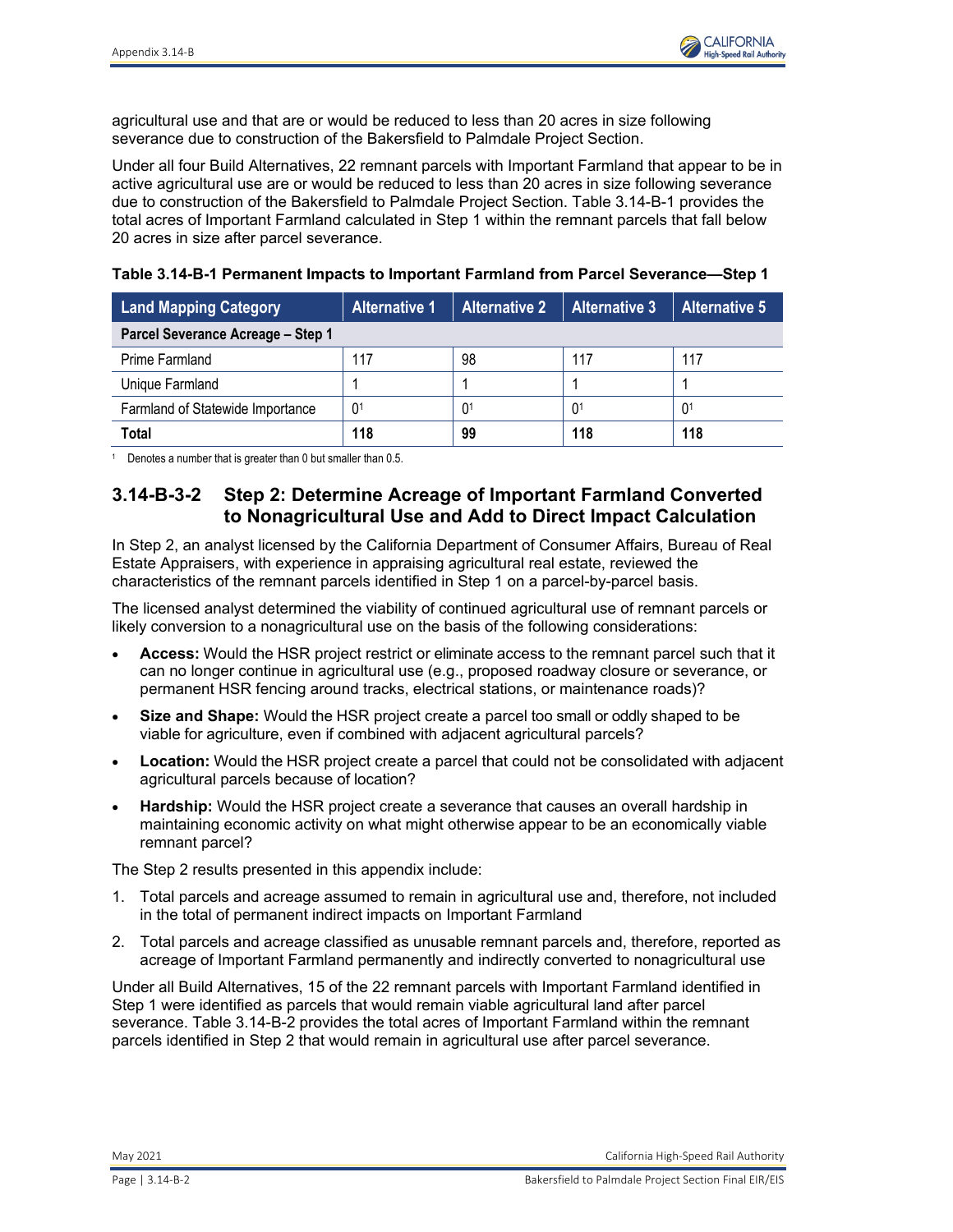agricultural use and that are or would be reduced to less than 20 acres in size following severance due to construction of the Bakersfield to Palmdale Project Section.

Under all four Build Alternatives, 22 remnant parcels with Important Farmland that appear to be in active agricultural use are or would be reduced to less than 20 acres in size following severance due to construction of the Bakersfield to Palmdale Project Section. Table 3.14-B-1 provides the total acres of Important Farmland calculated in Step 1 within the remnant parcels that fall below 20 acres in size after parcel severance.

**Table 3.14-B-1 Permanent Impacts to Important Farmland from Parcel Severance—Step 1**

| Land Mapping Category | Alternative 1 | Alternative 2 | Alternative 3 | Alternative 5 |
|---|---|---|---|---|
| **Parcel Severance Acreage – Step 1** | | | | |
| Prime Farmland | 117 | 98 | 117 | 117 |
| Unique Farmland | 1 | 1 | 1 | 1 |
| Farmland of Statewide Importance | 0[1] | 0[1] | 0[1] | 0[1] |
| **Total** | **118** | **99** | **118** | **118** |

[1] Denotes a number that is greater than 0 but smaller than 0.5.

### 3.14-B-3-2 Step 2: Determine Acreage of Important Farmland Converted to Nonagricultural Use and Add to Direct Impact Calculation

In Step 2, an analyst licensed by the California Department of Consumer Affairs, Bureau of Real Estate Appraisers, with experience in appraising agricultural real estate, reviewed the characteristics of the remnant parcels identified in Step 1 on a parcel-by-parcel basis.

The licensed analyst determined the viability of continued agricultural use of remnant parcels or likely conversion to a nonagricultural use on the basis of the following considerations:

- **Access:** Would the HSR project restrict or eliminate access to the remnant parcel such that it can no longer continue in agricultural use (e.g., proposed roadway closure or severance, or permanent HSR fencing around tracks, electrical stations, or maintenance roads)?
- **Size and Shape:** Would the HSR project create a parcel too small or oddly shaped to be viable for agriculture, even if combined with adjacent agricultural parcels?
- **Location:** Would the HSR project create a parcel that could not be consolidated with adjacent agricultural parcels because of location?
- **Hardship:** Would the HSR project create a severance that causes an overall hardship in maintaining economic activity on what might otherwise appear to be an economically viable remnant parcel?

The Step 2 results presented in this appendix include:

1. Total parcels and acreage assumed to remain in agricultural use and, therefore, not included in the total of permanent indirect impacts on Important Farmland
2. Total parcels and acreage classified as unusable remnant parcels and, therefore, reported as acreage of Important Farmland permanently and indirectly converted to nonagricultural use

Under all Build Alternatives, 15 of the 22 remnant parcels with Important Farmland identified in Step 1 were identified as parcels that would remain viable agricultural land after parcel severance. Table 3.14-B-2 provides the total acres of Important Farmland within the remnant parcels identified in Step 2 that would remain in agricultural use after parcel severance.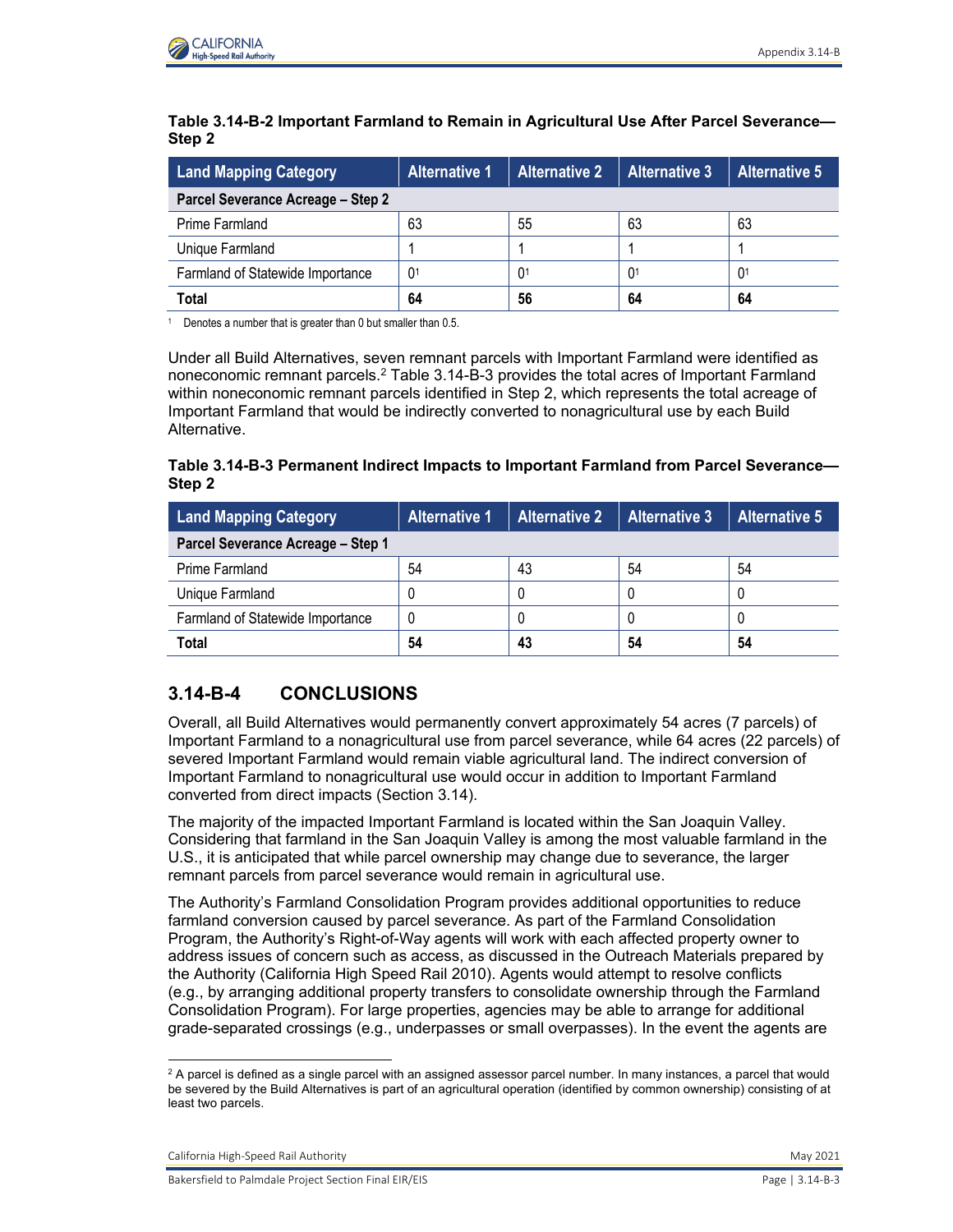**Table 3.14-B-2 Important Farmland to Remain in Agricultural Use After Parcel Severance—Step 2**

| Land Mapping Category | Alternative 1 | Alternative 2 | Alternative 3 | Alternative 5 |
|---|---|---|---|---|
| **Parcel Severance Acreage – Step 2** | | | | |
| Prime Farmland | 63 | 55 | 63 | 63 |
| Unique Farmland | 1 | 1 | 1 | 1 |
| Farmland of Statewide Importance | 0[1] | 0[1] | 0[1] | 0[1] |
| **Total** | **64** | **56** | **64** | **64** |

[1] Denotes a number that is greater than 0 but smaller than 0.5.

Under all Build Alternatives, seven remnant parcels with Important Farmland were identified as noneconomic remnant parcels.[2] Table 3.14-B-3 provides the total acres of Important Farmland within noneconomic remnant parcels identified in Step 2, which represents the total acreage of Important Farmland that would be indirectly converted to nonagricultural use by each Build Alternative.

**Table 3.14-B-3 Permanent Indirect Impacts to Important Farmland from Parcel Severance—Step 2**

| Land Mapping Category | Alternative 1 | Alternative 2 | Alternative 3 | Alternative 5 |
|---|---|---|---|---|
| **Parcel Severance Acreage – Step 1** | | | | |
| Prime Farmland | 54 | 43 | 54 | 54 |
| Unique Farmland | 0 | 0 | 0 | 0 |
| Farmland of Statewide Importance | 0 | 0 | 0 | 0 |
| **Total** | **54** | **43** | **54** | **54** |

## 3.14-B-4 CONCLUSIONS

Overall, all Build Alternatives would permanently convert approximately 54 acres (7 parcels) of Important Farmland to a nonagricultural use from parcel severance, while 64 acres (22 parcels) of severed Important Farmland would remain viable agricultural land. The indirect conversion of Important Farmland to nonagricultural use would occur in addition to Important Farmland converted from direct impacts (Section 3.14).

The majority of the impacted Important Farmland is located within the San Joaquin Valley. Considering that farmland in the San Joaquin Valley is among the most valuable farmland in the U.S., it is anticipated that while parcel ownership may change due to severance, the larger remnant parcels from parcel severance would remain in agricultural use.

The Authority's Farmland Consolidation Program provides additional opportunities to reduce farmland conversion caused by parcel severance. As part of the Farmland Consolidation Program, the Authority's Right-of-Way agents will work with each affected property owner to address issues of concern such as access, as discussed in the Outreach Materials prepared by the Authority (California High Speed Rail 2010). Agents would attempt to resolve conflicts (e.g., by arranging additional property transfers to consolidate ownership through the Farmland Consolidation Program). For large properties, agencies may be able to arrange for additional grade-separated crossings (e.g., underpasses or small overpasses). In the event the agents are

[2] A parcel is defined as a single parcel with an assigned assessor parcel number. In many instances, a parcel that would be severed by the Build Alternatives is part of an agricultural operation (identified by common ownership) consisting of at least two parcels.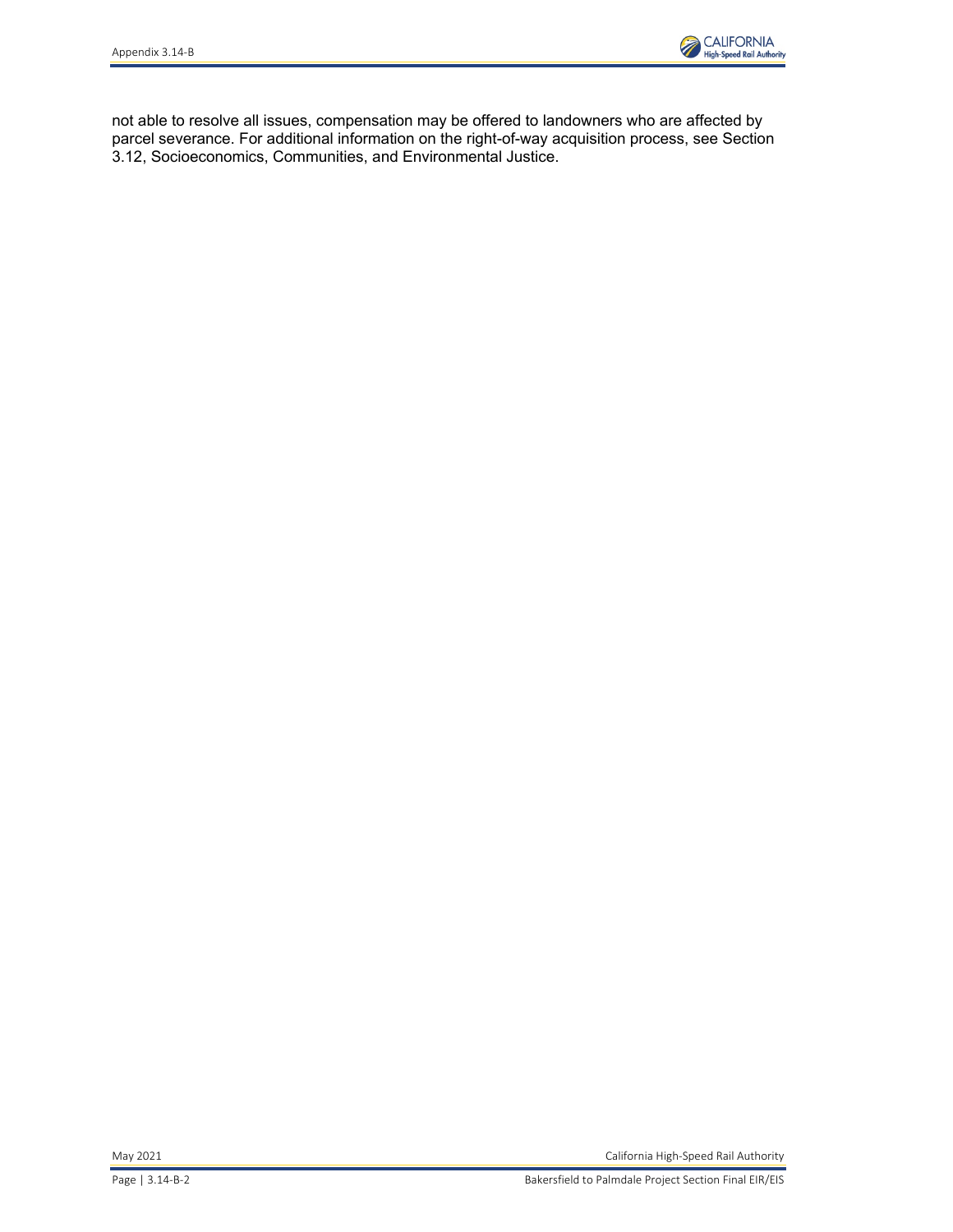not able to resolve all issues, compensation may be offered to landowners who are affected by parcel severance. For additional information on the right-of-way acquisition process, see Section 3.12, Socioeconomics, Communities, and Environmental Justice.